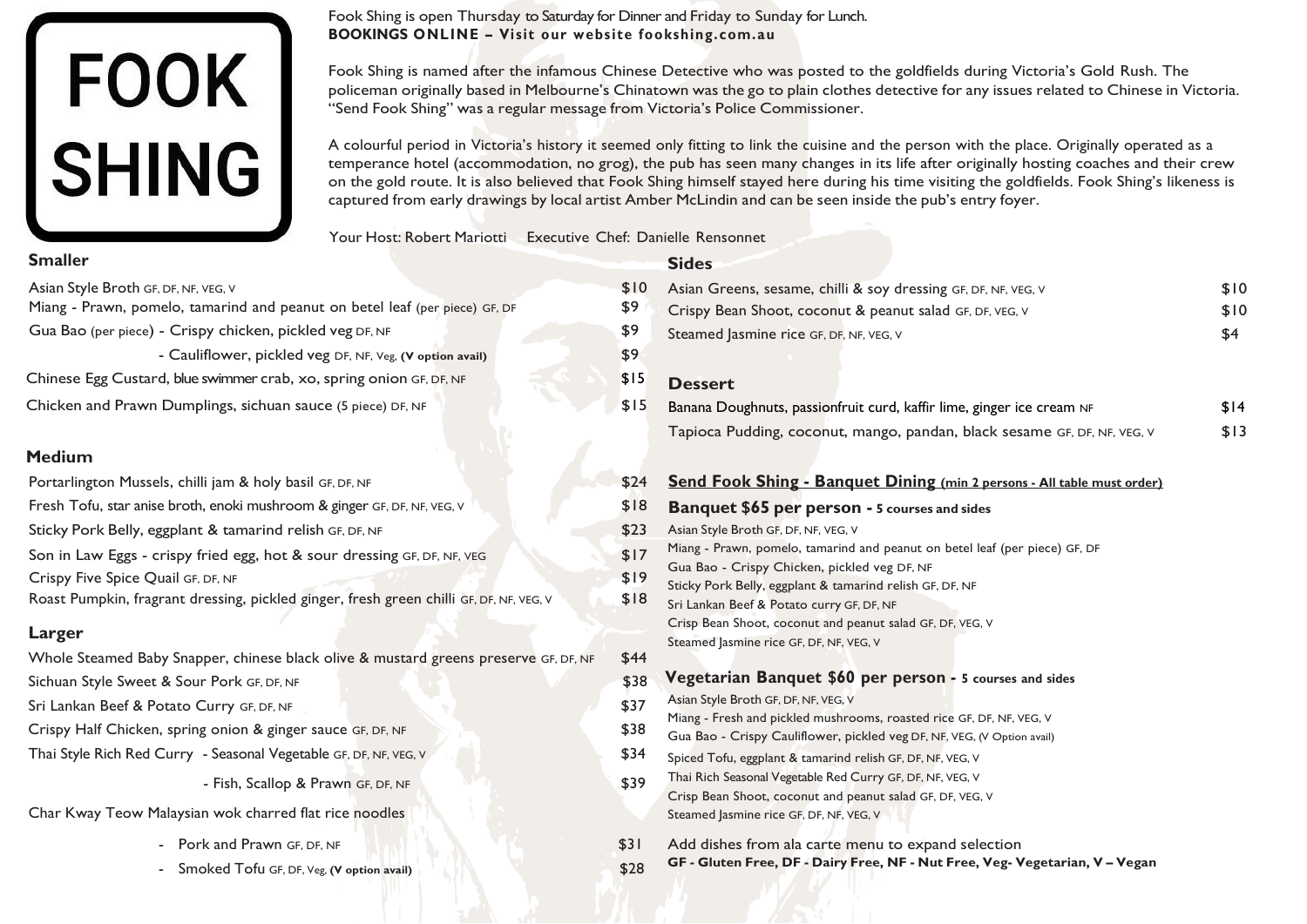# FOOK SHING

Fook Shing is open Thursday to Saturday for Dinner and Friday to Sunday for Lunch.
**BOOKINGS ONLINE – Visit our website fookshing.com.au**

Fook Shing is named after the infamous Chinese Detective who was posted to the goldfields during Victoria's Gold Rush. The policeman originally based in Melbourne's Chinatown was the go to plain clothes detective for any issues related to Chinese in Victoria. "Send Fook Shing" was a regular message from Victoria's Police Commissioner.

A colourful period in Victoria's history it seemed only fitting to link the cuisine and the person with the place. Originally operated as a temperance hotel (accommodation, no grog), the pub has seen many changes in its life after originally hosting coaches and their crew on the gold route. It is also believed that Fook Shing himself stayed here during his time visiting the goldfields. Fook Shing's likeness is captured from early drawings by local artist Amber McLindin and can be seen inside the pub's entry foyer.

Your Host: Robert Mariotti    Executive Chef: Danielle Rensonnet

## Smaller

| Dish | Price |
|---|---|
| Asian Style Broth GF, DF, NF, VEG, V | $10 |
| Miang - Prawn, pomelo, tamarind and peanut on betel leaf (per piece) GF, DF | $9 |
| Gua Bao (per piece) - Crispy chicken, pickled veg DF, NF | $9 |
| - Cauliflower, pickled veg DF, NF, Veg, **(V option avail)** | $9 |
| Chinese Egg Custard, blue swimmer crab, xo, spring onion GF, DF, NF | $15 |
| Chicken and Prawn Dumplings, sichuan sauce (5 piece) DF, NF | $15 |

## Medium

| Dish | Price |
|---|---|
| Portarlington Mussels, chilli jam & holy basil GF, DF, NF | $24 |
| Fresh Tofu, star anise broth, enoki mushroom & ginger GF, DF, NF, VEG, V | $18 |
| Sticky Pork Belly, eggplant & tamarind relish GF, DF, NF | $23 |
| Son in Law Eggs - crispy fried egg, hot & sour dressing GF, DF, NF, VEG | $17 |
| Crispy Five Spice Quail GF, DF, NF | $19 |
| Roast Pumpkin, fragrant dressing, pickled ginger, fresh green chilli GF, DF, NF, VEG, V | $18 |

## Larger

| Dish | Price |
|---|---|
| Whole Steamed Baby Snapper, chinese black olive & mustard greens preserve GF, DF, NF | $44 |
| Sichuan Style Sweet & Sour Pork GF, DF, NF | $38 |
| Sri Lankan Beef & Potato Curry GF, DF, NF | $37 |
| Crispy Half Chicken, spring onion & ginger sauce GF, DF, NF | $38 |
| Thai Style Rich Red Curry - Seasonal Vegetable GF, DF, NF, VEG, V | $34 |
| - Fish, Scallop & Prawn GF, DF, NF | $39 |
| Char Kway Teow Malaysian wok charred flat rice noodles | |
| - Pork and Prawn GF, DF, NF | $31 |
| - Smoked Tofu GF, DF, Veg, **(V option avail)** | $28 |

## Sides

| Dish | Price |
|---|---|
| Asian Greens, sesame, chilli & soy dressing GF, DF, NF, VEG, V | $10 |
| Crispy Bean Shoot, coconut & peanut salad GF, DF, VEG, V | $10 |
| Steamed Jasmine rice GF, DF, NF, VEG, V | $4 |

## Dessert

| Dish | Price |
|---|---|
| Banana Doughnuts, passionfruit curd, kaffir lime, ginger ice cream NF | $14 |
| Tapioca Pudding, coconut, mango, pandan, black sesame GF, DF, NF, VEG, V | $13 |

## Send Fook Shing - Banquet Dining (min 2 persons - All table must order)

### Banquet $65 per person - 5 courses and sides

- Asian Style Broth GF, DF, NF, VEG, V
- Miang - Prawn, pomelo, tamarind and peanut on betel leaf (per piece) GF, DF
- Gua Bao - Crispy Chicken, pickled veg DF, NF
- Sticky Pork Belly, eggplant & tamarind relish GF, DF, NF
- Sri Lankan Beef & Potato curry GF, DF, NF
- Crisp Bean Shoot, coconut and peanut salad GF, DF, VEG, V
- Steamed Jasmine rice GF, DF, NF, VEG, V

### Vegetarian Banquet $60 per person - 5 courses and sides

- Asian Style Broth GF, DF, NF, VEG, V
- Miang - Fresh and pickled mushrooms, roasted rice GF, DF, NF, VEG, V
- Gua Bao - Crispy Cauliflower, pickled veg DF, NF, VEG, (V Option avail)
- Spiced Tofu, eggplant & tamarind relish GF, DF, NF, VEG, V
- Thai Rich Seasonal Vegetable Red Curry GF, DF, NF, VEG, V
- Crisp Bean Shoot, coconut and peanut salad GF, DF, VEG, V
- Steamed Jasmine rice GF, DF, NF, VEG, V

Add dishes from ala carte menu to expand selection

**GF - Gluten Free, DF - Dairy Free, NF - Nut Free, Veg- Vegetarian, V – Vegan**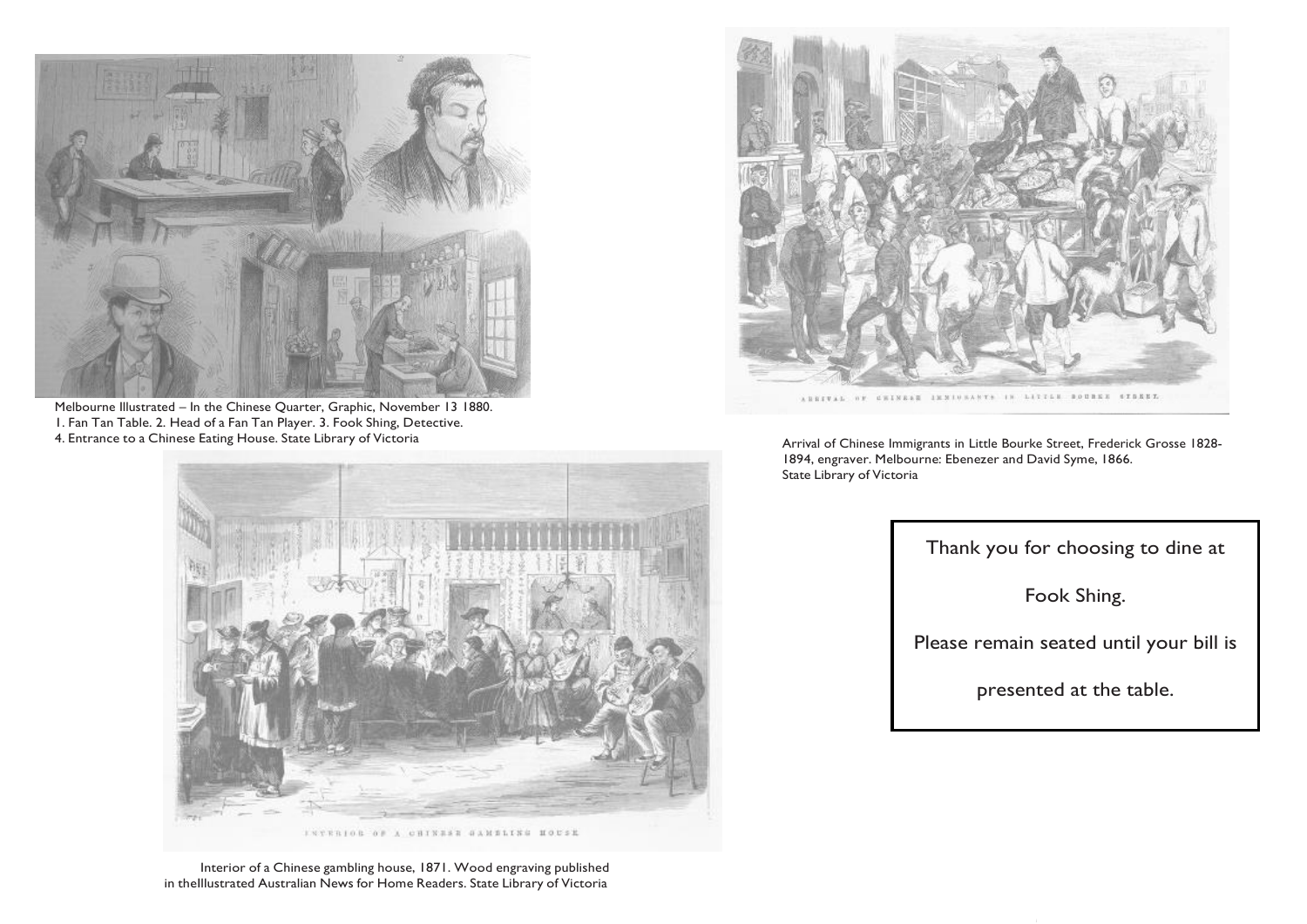Melbourne Illustrated – In the Chinese Quarter, Graphic, November 13 1880.
1. Fan Tan Table. 2. Head of a Fan Tan Player. 3. Fook Shing, Detective.
4. Entrance to a Chinese Eating House. State Library of Victoria

Arrival of Chinese Immigrants in Little Bourke Street, Frederick Grosse 1828-1894, engraver. Melbourne: Ebenezer and David Syme, 1866.
State Library of Victoria

Interior of a Chinese gambling house, 1871. Wood engraving published in theIllustrated Australian News for Home Readers. State Library of Victoria

Thank you for choosing to dine at

Fook Shing.

Please remain seated until your bill is

presented at the table.